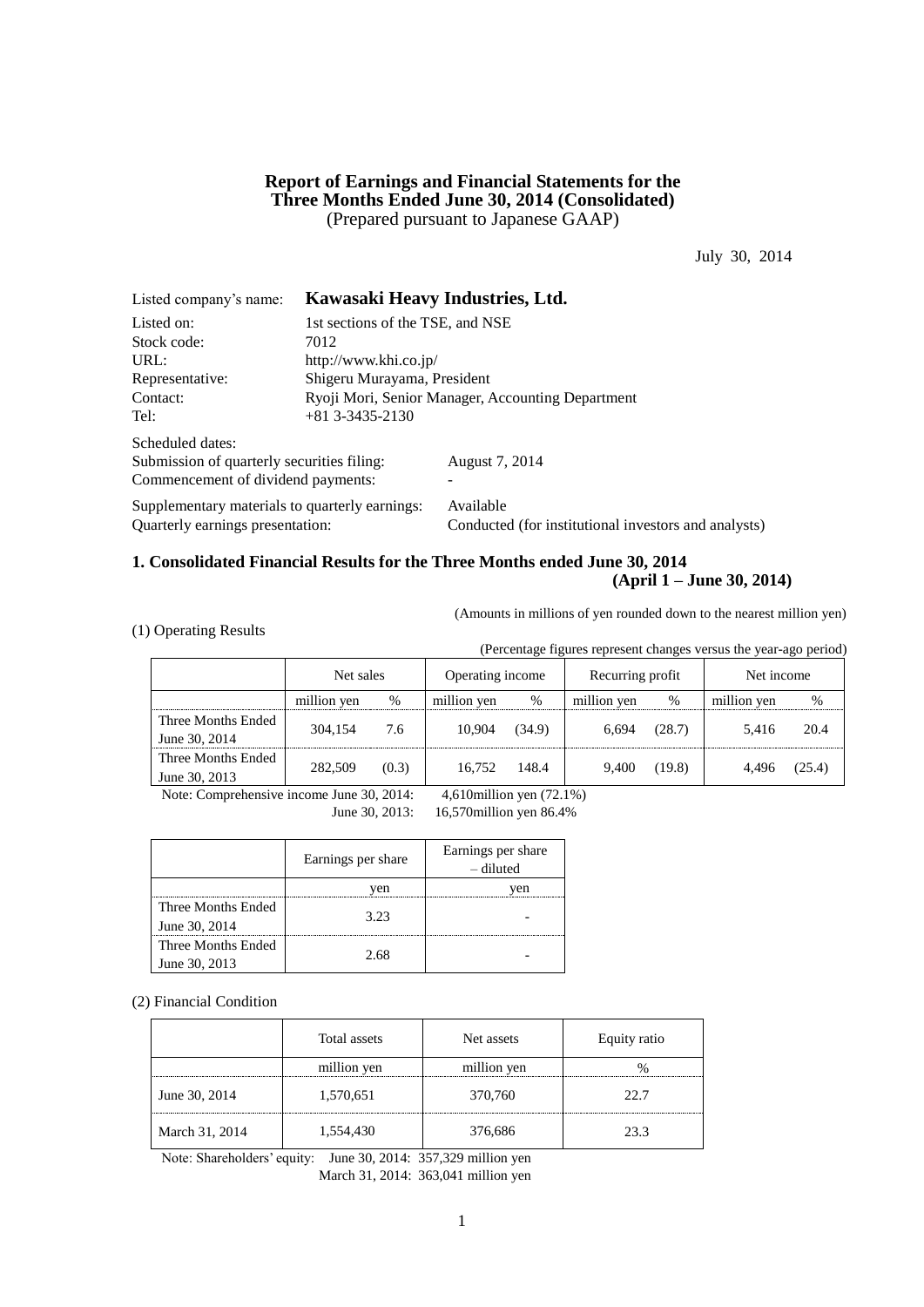# Report of Earnings and Financial Statements for the Three Months Ended June 30, 2014 (Consolidated)

(Prepared pursuant to Japanese GAAP)

July 30, 2014

Listed company's name: **Kawasaki Heavy Industries, Ltd.**

Listed on: 1st sections of the TSE, and NSE
Stock code: 7012
URL: http://www.khi.co.jp/
Representative: Shigeru Murayama, President
Contact: Ryoji Mori, Senior Manager, Accounting Department
Tel: +81 3-3435-2130

Scheduled dates:
Submission of quarterly securities filing: August 7, 2014
Commencement of dividend payments: -

Supplementary materials to quarterly earnings: Available
Quarterly earnings presentation: Conducted (for institutional investors and analysts)

## 1. Consolidated Financial Results for the Three Months ended June 30, 2014 (April 1 – June 30, 2014)

(Amounts in millions of yen rounded down to the nearest million yen)

(1) Operating Results

(Percentage figures represent changes versus the year-ago period)

| | Net sales | | Operating income | | Recurring profit | | Net income | |
|---|---|---|---|---|---|---|---|---|
| | million yen | % | million yen | % | million yen | % | million yen | % |
| Three Months Ended June 30, 2014 | 304,154 | 7.6 | 10,904 | (34.9) | 6,694 | (28.7) | 5,416 | 20.4 |
| Three Months Ended June 30, 2013 | 282,509 | (0.3) | 16,752 | 148.4 | 9,400 | (19.8) | 4,496 | (25.4) |

Note: Comprehensive income June 30, 2014: 4,610million yen (72.1%)
June 30, 2013: 16,570million yen 86.4%

| | Earnings per share | Earnings per share – diluted |
|---|---|---|
| | yen | yen |
| Three Months Ended June 30, 2014 | 3.23 | - |
| Three Months Ended June 30, 2013 | 2.68 | - |

(2) Financial Condition

| | Total assets | Net assets | Equity ratio |
|---|---|---|---|
| | million yen | million yen | % |
| June 30, 2014 | 1,570,651 | 370,760 | 22.7 |
| March 31, 2014 | 1,554,430 | 376,686 | 23.3 |

Note: Shareholders' equity: June 30, 2014: 357,329 million yen
March 31, 2014: 363,041 million yen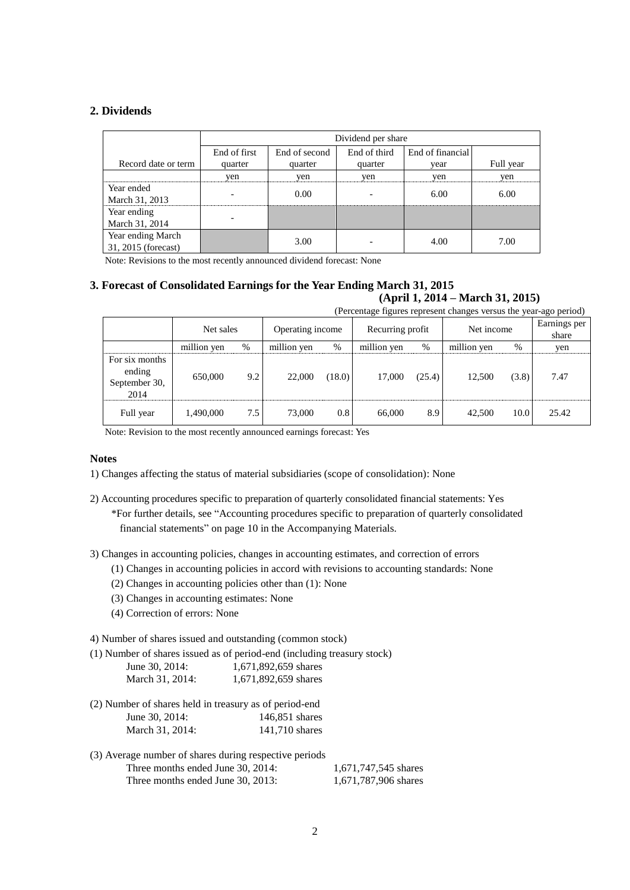## 2. Dividends

| Record date or term | Dividend per share | | | | |
|---|---|---|---|---|---|
| | End of first quarter | End of second quarter | End of third quarter | End of financial year | Full year |
| | yen | yen | yen | yen | yen |
| Year ended March 31, 2013 | - | 0.00 | - | 6.00 | 6.00 |
| Year ending March 31, 2014 | - | | | | |
| Year ending March 31, 2015 (forecast) | | 3.00 | - | 4.00 | 7.00 |

Note: Revisions to the most recently announced dividend forecast: None

## 3. Forecast of Consolidated Earnings for the Year Ending March 31, 2015
**(April 1, 2014 – March 31, 2015)**

(Percentage figures represent changes versus the year-ago period)

| | Net sales | | Operating income | | Recurring profit | | Net income | | Earnings per share |
|---|---|---|---|---|---|---|---|---|---|
| | million yen | % | million yen | % | million yen | % | million yen | % | yen |
| For six months ending September 30, 2014 | 650,000 | 9.2 | 22,000 | (18.0) | 17,000 | (25.4) | 12,500 | (3.8) | 7.47 |
| Full year | 1,490,000 | 7.5 | 73,000 | 0.8 | 66,000 | 8.9 | 42,500 | 10.0 | 25.42 |

Note: Revision to the most recently announced earnings forecast: Yes

### Notes

1) Changes affecting the status of material subsidiaries (scope of consolidation): None

2) Accounting procedures specific to preparation of quarterly consolidated financial statements: Yes
*For further details, see "Accounting procedures specific to preparation of quarterly consolidated financial statements" on page 10 in the Accompanying Materials.

3) Changes in accounting policies, changes in accounting estimates, and correction of errors
- (1) Changes in accounting policies in accord with revisions to accounting standards: None
- (2) Changes in accounting policies other than (1): None
- (3) Changes in accounting estimates: None
- (4) Correction of errors: None

4) Number of shares issued and outstanding (common stock)

(1) Number of shares issued as of period-end (including treasury stock)

| | |
|---|---|
| June 30, 2014: | 1,671,892,659 shares |
| March 31, 2014: | 1,671,892,659 shares |

(2) Number of shares held in treasury as of period-end

| | |
|---|---|
| June 30, 2014: | 146,851 shares |
| March 31, 2014: | 141,710 shares |

(3) Average number of shares during respective periods

| | |
|---|---|
| Three months ended June 30, 2014: | 1,671,747,545 shares |
| Three months ended June 30, 2013: | 1,671,787,906 shares |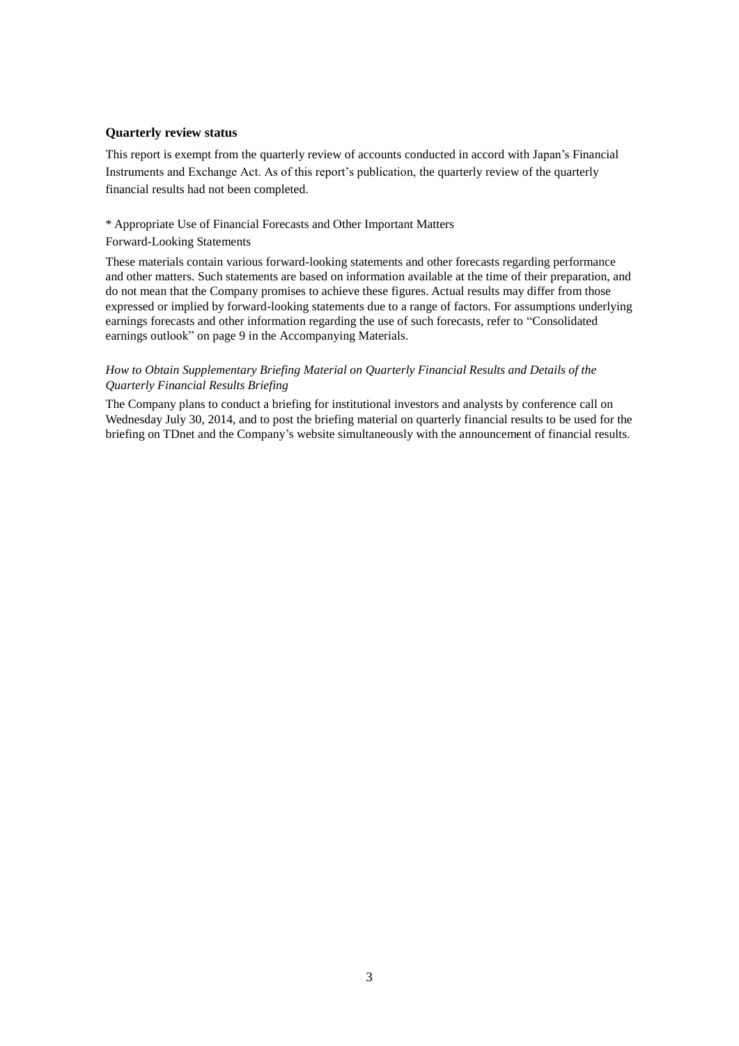**Quarterly review status**

This report is exempt from the quarterly review of accounts conducted in accord with Japan's Financial Instruments and Exchange Act. As of this report's publication, the quarterly review of the quarterly financial results had not been completed.

* Appropriate Use of Financial Forecasts and Other Important Matters

Forward-Looking Statements

These materials contain various forward-looking statements and other forecasts regarding performance and other matters. Such statements are based on information available at the time of their preparation, and do not mean that the Company promises to achieve these figures. Actual results may differ from those expressed or implied by forward-looking statements due to a range of factors. For assumptions underlying earnings forecasts and other information regarding the use of such forecasts, refer to "Consolidated earnings outlook" on page 9 in the Accompanying Materials.

*How to Obtain Supplementary Briefing Material on Quarterly Financial Results and Details of the Quarterly Financial Results Briefing*

The Company plans to conduct a briefing for institutional investors and analysts by conference call on Wednesday July 30, 2014, and to post the briefing material on quarterly financial results to be used for the briefing on TDnet and the Company's website simultaneously with the announcement of financial results.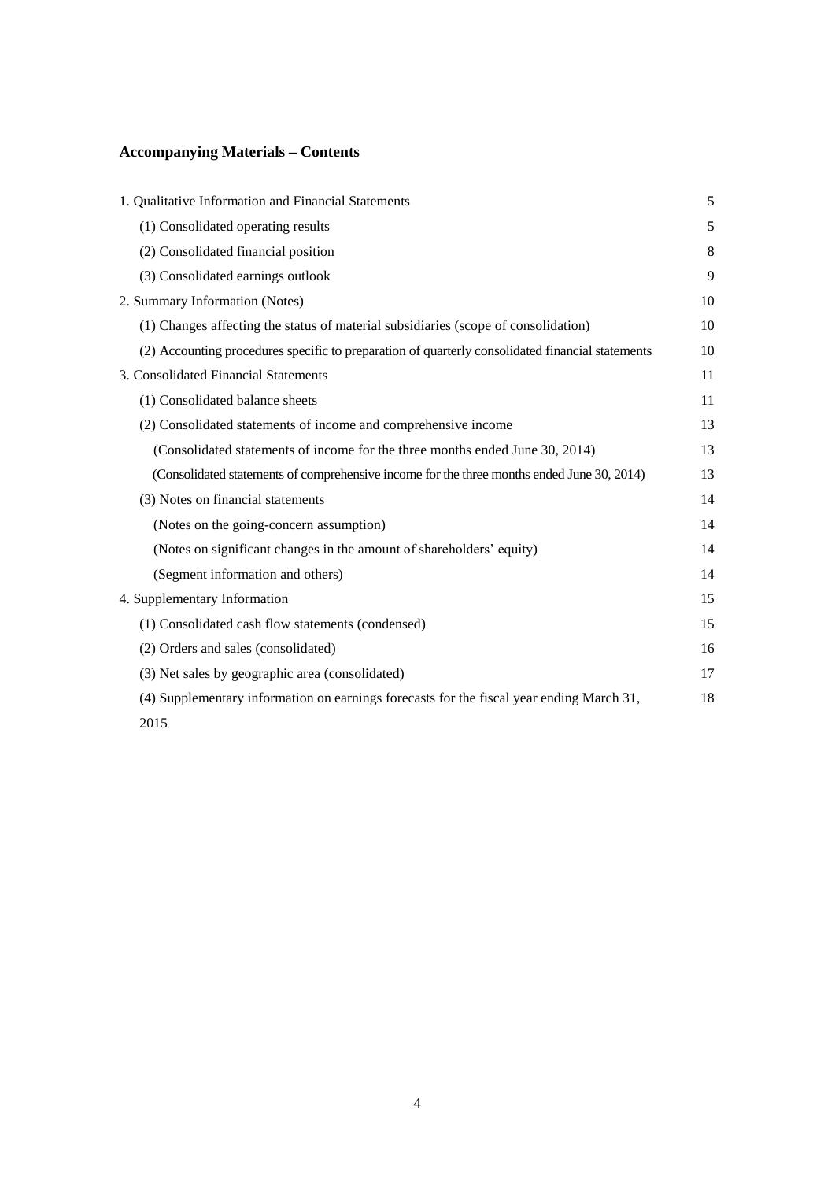## Accompanying Materials – Contents

| | |
|---|---|
| 1. Qualitative Information and Financial Statements | 5 |
| (1) Consolidated operating results | 5 |
| (2) Consolidated financial position | 8 |
| (3) Consolidated earnings outlook | 9 |
| 2. Summary Information (Notes) | 10 |
| (1) Changes affecting the status of material subsidiaries (scope of consolidation) | 10 |
| (2) Accounting procedures specific to preparation of quarterly consolidated financial statements | 10 |
| 3. Consolidated Financial Statements | 11 |
| (1) Consolidated balance sheets | 11 |
| (2) Consolidated statements of income and comprehensive income | 13 |
| (Consolidated statements of income for the three months ended June 30, 2014) | 13 |
| (Consolidated statements of comprehensive income for the three months ended June 30, 2014) | 13 |
| (3) Notes on financial statements | 14 |
| (Notes on the going-concern assumption) | 14 |
| (Notes on significant changes in the amount of shareholders' equity) | 14 |
| (Segment information and others) | 14 |
| 4. Supplementary Information | 15 |
| (1) Consolidated cash flow statements (condensed) | 15 |
| (2) Orders and sales (consolidated) | 16 |
| (3) Net sales by geographic area (consolidated) | 17 |
| (4) Supplementary information on earnings forecasts for the fiscal year ending March 31, 2015 | 18 |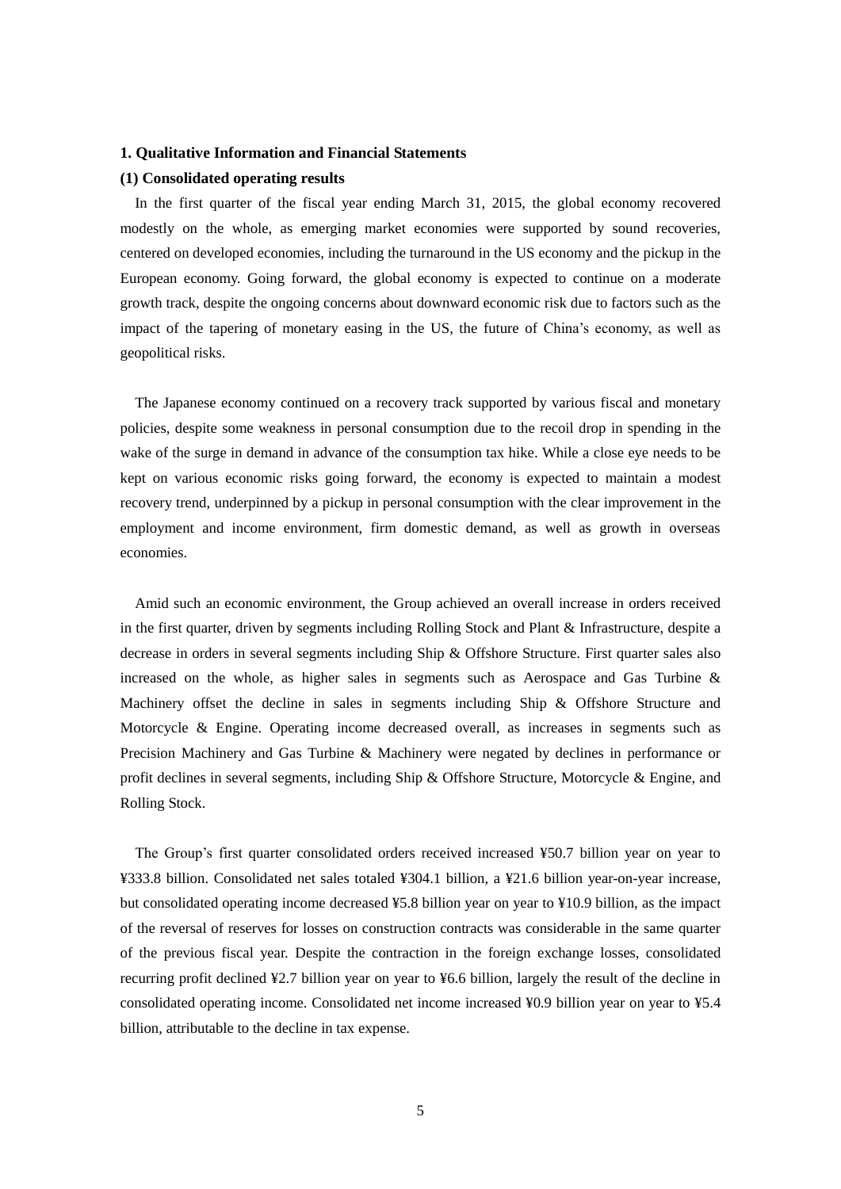# 1. Qualitative Information and Financial Statements

## (1) Consolidated operating results

In the first quarter of the fiscal year ending March 31, 2015, the global economy recovered modestly on the whole, as emerging market economies were supported by sound recoveries, centered on developed economies, including the turnaround in the US economy and the pickup in the European economy. Going forward, the global economy is expected to continue on a moderate growth track, despite the ongoing concerns about downward economic risk due to factors such as the impact of the tapering of monetary easing in the US, the future of China's economy, as well as geopolitical risks.

The Japanese economy continued on a recovery track supported by various fiscal and monetary policies, despite some weakness in personal consumption due to the recoil drop in spending in the wake of the surge in demand in advance of the consumption tax hike. While a close eye needs to be kept on various economic risks going forward, the economy is expected to maintain a modest recovery trend, underpinned by a pickup in personal consumption with the clear improvement in the employment and income environment, firm domestic demand, as well as growth in overseas economies.

Amid such an economic environment, the Group achieved an overall increase in orders received in the first quarter, driven by segments including Rolling Stock and Plant & Infrastructure, despite a decrease in orders in several segments including Ship & Offshore Structure. First quarter sales also increased on the whole, as higher sales in segments such as Aerospace and Gas Turbine & Machinery offset the decline in sales in segments including Ship & Offshore Structure and Motorcycle & Engine. Operating income decreased overall, as increases in segments such as Precision Machinery and Gas Turbine & Machinery were negated by declines in performance or profit declines in several segments, including Ship & Offshore Structure, Motorcycle & Engine, and Rolling Stock.

The Group's first quarter consolidated orders received increased ¥50.7 billion year on year to ¥333.8 billion. Consolidated net sales totaled ¥304.1 billion, a ¥21.6 billion year-on-year increase, but consolidated operating income decreased ¥5.8 billion year on year to ¥10.9 billion, as the impact of the reversal of reserves for losses on construction contracts was considerable in the same quarter of the previous fiscal year. Despite the contraction in the foreign exchange losses, consolidated recurring profit declined ¥2.7 billion year on year to ¥6.6 billion, largely the result of the decline in consolidated operating income. Consolidated net income increased ¥0.9 billion year on year to ¥5.4 billion, attributable to the decline in tax expense.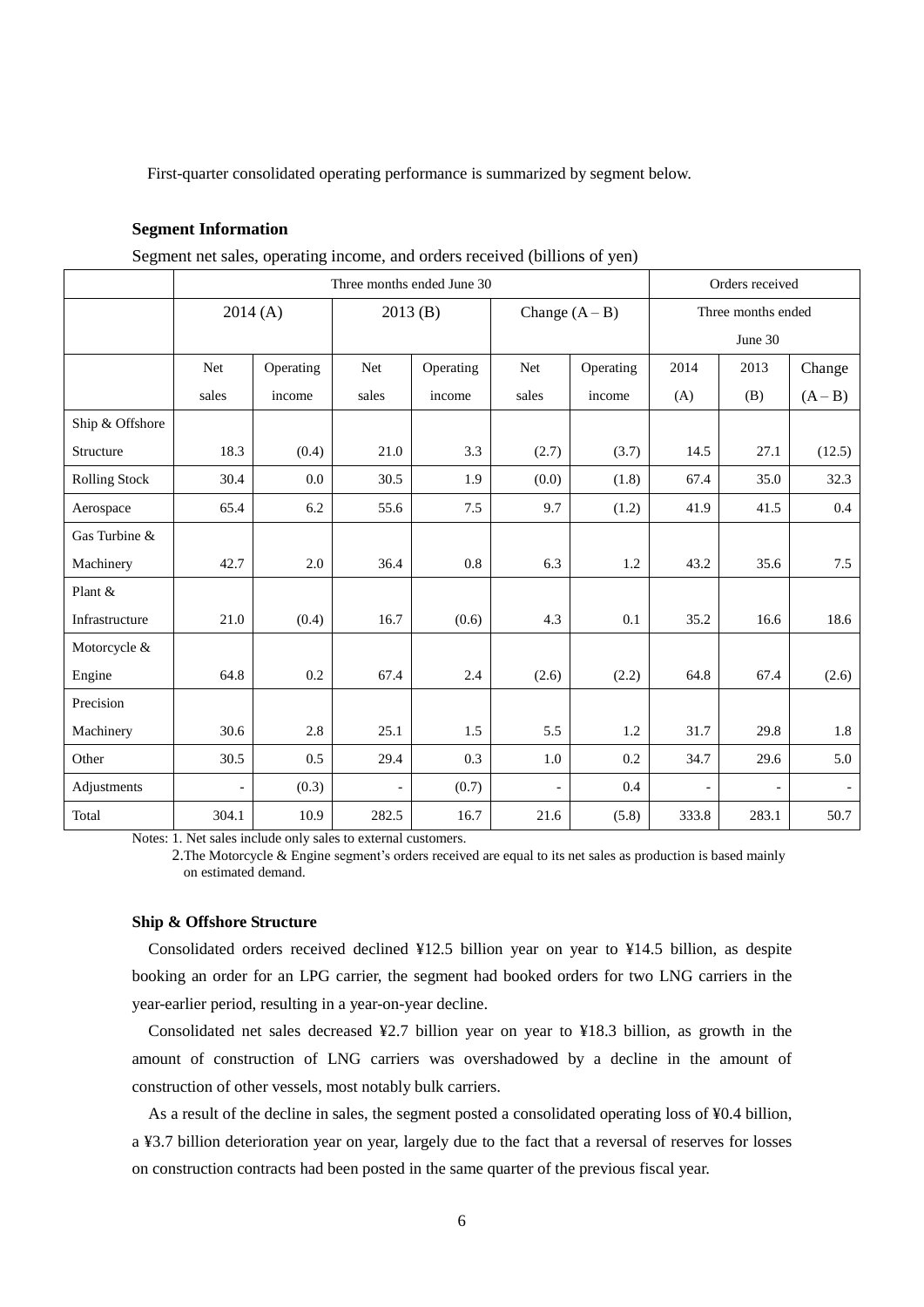First-quarter consolidated operating performance is summarized by segment below.

**Segment Information**

Segment net sales, operating income, and orders received (billions of yen)

| | Three months ended June 30 | | | | | | Orders received | | |
|---|---|---|---|---|---|---|---|---|---|
| | 2014 (A) | | 2013 (B) | | Change (A – B) | | Three months ended June 30 | | |
| | Net sales | Operating income | Net sales | Operating income | Net sales | Operating income | 2014 (A) | 2013 (B) | Change (A – B) |
| Ship & Offshore Structure | 18.3 | (0.4) | 21.0 | 3.3 | (2.7) | (3.7) | 14.5 | 27.1 | (12.5) |
| Rolling Stock | 30.4 | 0.0 | 30.5 | 1.9 | (0.0) | (1.8) | 67.4 | 35.0 | 32.3 |
| Aerospace | 65.4 | 6.2 | 55.6 | 7.5 | 9.7 | (1.2) | 41.9 | 41.5 | 0.4 |
| Gas Turbine & Machinery | 42.7 | 2.0 | 36.4 | 0.8 | 6.3 | 1.2 | 43.2 | 35.6 | 7.5 |
| Plant & Infrastructure | 21.0 | (0.4) | 16.7 | (0.6) | 4.3 | 0.1 | 35.2 | 16.6 | 18.6 |
| Motorcycle & Engine | 64.8 | 0.2 | 67.4 | 2.4 | (2.6) | (2.2) | 64.8 | 67.4 | (2.6) |
| Precision Machinery | 30.6 | 2.8 | 25.1 | 1.5 | 5.5 | 1.2 | 31.7 | 29.8 | 1.8 |
| Other | 30.5 | 0.5 | 29.4 | 0.3 | 1.0 | 0.2 | 34.7 | 29.6 | 5.0 |
| Adjustments | - | (0.3) | - | (0.7) | - | 0.4 | - | - | - |
| Total | 304.1 | 10.9 | 282.5 | 16.7 | 21.6 | (5.8) | 333.8 | 283.1 | 50.7 |

Notes: 1. Net sales include only sales to external customers.
2. The Motorcycle & Engine segment's orders received are equal to its net sales as production is based mainly on estimated demand.

**Ship & Offshore Structure**

Consolidated orders received declined ¥12.5 billion year on year to ¥14.5 billion, as despite booking an order for an LPG carrier, the segment had booked orders for two LNG carriers in the year-earlier period, resulting in a year-on-year decline.

Consolidated net sales decreased ¥2.7 billion year on year to ¥18.3 billion, as growth in the amount of construction of LNG carriers was overshadowed by a decline in the amount of construction of other vessels, most notably bulk carriers.

As a result of the decline in sales, the segment posted a consolidated operating loss of ¥0.4 billion, a ¥3.7 billion deterioration year on year, largely due to the fact that a reversal of reserves for losses on construction contracts had been posted in the same quarter of the previous fiscal year.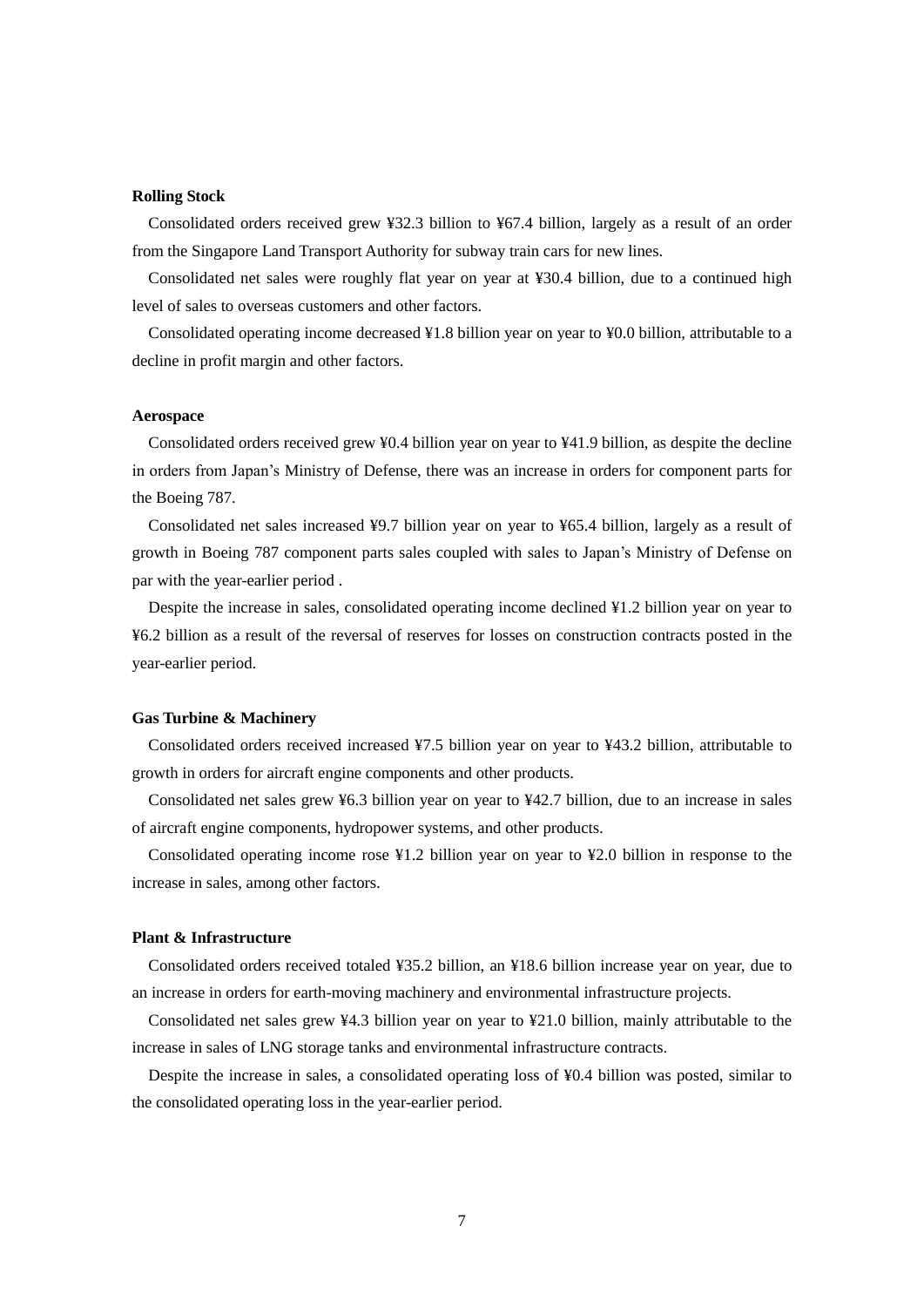**Rolling Stock**

Consolidated orders received grew ¥32.3 billion to ¥67.4 billion, largely as a result of an order from the Singapore Land Transport Authority for subway train cars for new lines.

Consolidated net sales were roughly flat year on year at ¥30.4 billion, due to a continued high level of sales to overseas customers and other factors.

Consolidated operating income decreased ¥1.8 billion year on year to ¥0.0 billion, attributable to a decline in profit margin and other factors.

**Aerospace**

Consolidated orders received grew ¥0.4 billion year on year to ¥41.9 billion, as despite the decline in orders from Japan's Ministry of Defense, there was an increase in orders for component parts for the Boeing 787.

Consolidated net sales increased ¥9.7 billion year on year to ¥65.4 billion, largely as a result of growth in Boeing 787 component parts sales coupled with sales to Japan's Ministry of Defense on par with the year-earlier period .

Despite the increase in sales, consolidated operating income declined ¥1.2 billion year on year to ¥6.2 billion as a result of the reversal of reserves for losses on construction contracts posted in the year-earlier period.

**Gas Turbine & Machinery**

Consolidated orders received increased ¥7.5 billion year on year to ¥43.2 billion, attributable to growth in orders for aircraft engine components and other products.

Consolidated net sales grew ¥6.3 billion year on year to ¥42.7 billion, due to an increase in sales of aircraft engine components, hydropower systems, and other products.

Consolidated operating income rose ¥1.2 billion year on year to ¥2.0 billion in response to the increase in sales, among other factors.

**Plant & Infrastructure**

Consolidated orders received totaled ¥35.2 billion, an ¥18.6 billion increase year on year, due to an increase in orders for earth-moving machinery and environmental infrastructure projects.

Consolidated net sales grew ¥4.3 billion year on year to ¥21.0 billion, mainly attributable to the increase in sales of LNG storage tanks and environmental infrastructure contracts.

Despite the increase in sales, a consolidated operating loss of ¥0.4 billion was posted, similar to the consolidated operating loss in the year-earlier period.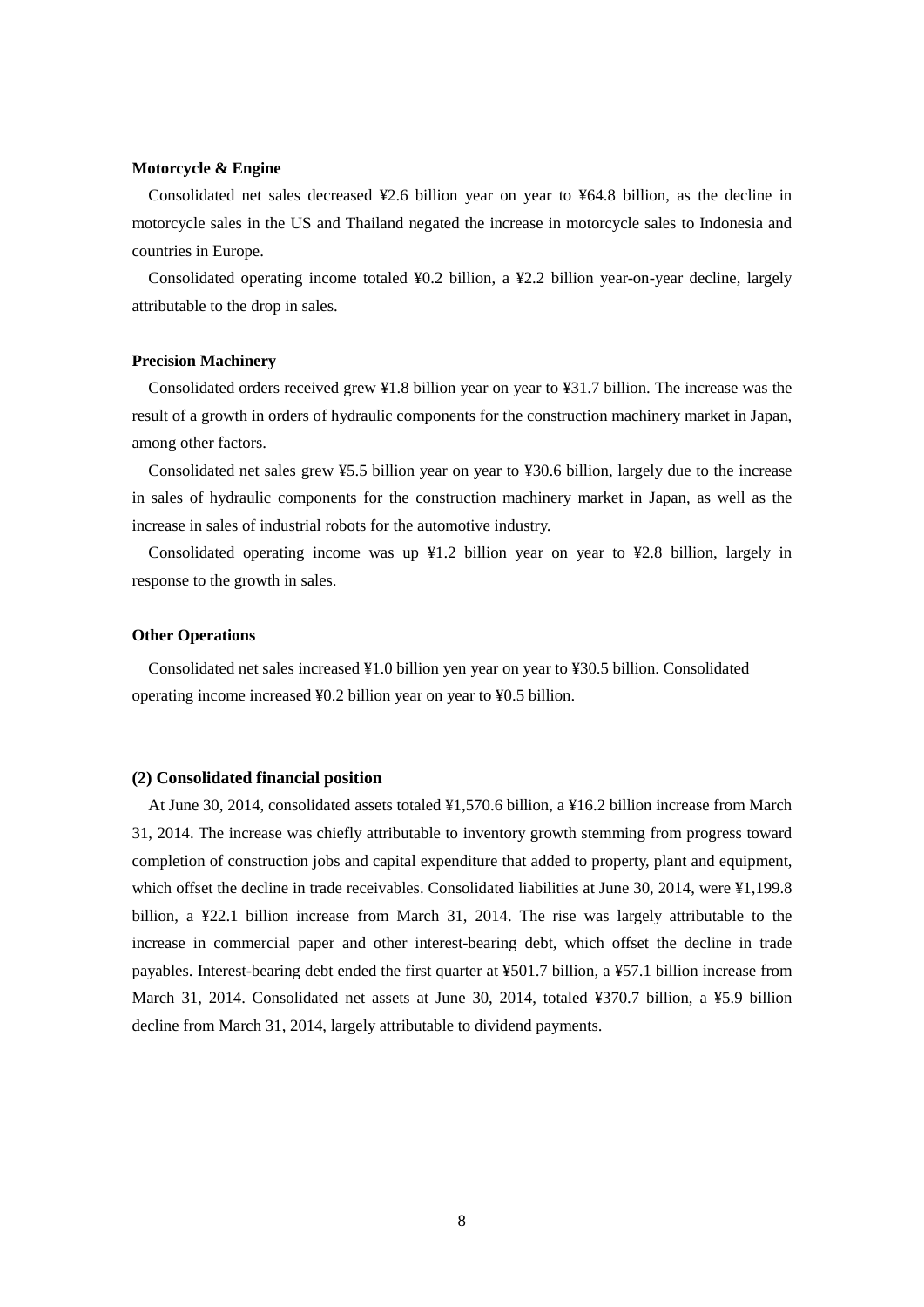**Motorcycle & Engine**

Consolidated net sales decreased ¥2.6 billion year on year to ¥64.8 billion, as the decline in motorcycle sales in the US and Thailand negated the increase in motorcycle sales to Indonesia and countries in Europe.

Consolidated operating income totaled ¥0.2 billion, a ¥2.2 billion year-on-year decline, largely attributable to the drop in sales.

**Precision Machinery**

Consolidated orders received grew ¥1.8 billion year on year to ¥31.7 billion. The increase was the result of a growth in orders of hydraulic components for the construction machinery market in Japan, among other factors.

Consolidated net sales grew ¥5.5 billion year on year to ¥30.6 billion, largely due to the increase in sales of hydraulic components for the construction machinery market in Japan, as well as the increase in sales of industrial robots for the automotive industry.

Consolidated operating income was up ¥1.2 billion year on year to ¥2.8 billion, largely in response to the growth in sales.

**Other Operations**

Consolidated net sales increased ¥1.0 billion yen year on year to ¥30.5 billion. Consolidated operating income increased ¥0.2 billion year on year to ¥0.5 billion.

**(2) Consolidated financial position**

At June 30, 2014, consolidated assets totaled ¥1,570.6 billion, a ¥16.2 billion increase from March 31, 2014. The increase was chiefly attributable to inventory growth stemming from progress toward completion of construction jobs and capital expenditure that added to property, plant and equipment, which offset the decline in trade receivables. Consolidated liabilities at June 30, 2014, were ¥1,199.8 billion, a ¥22.1 billion increase from March 31, 2014. The rise was largely attributable to the increase in commercial paper and other interest-bearing debt, which offset the decline in trade payables. Interest-bearing debt ended the first quarter at ¥501.7 billion, a ¥57.1 billion increase from March 31, 2014. Consolidated net assets at June 30, 2014, totaled ¥370.7 billion, a ¥5.9 billion decline from March 31, 2014, largely attributable to dividend payments.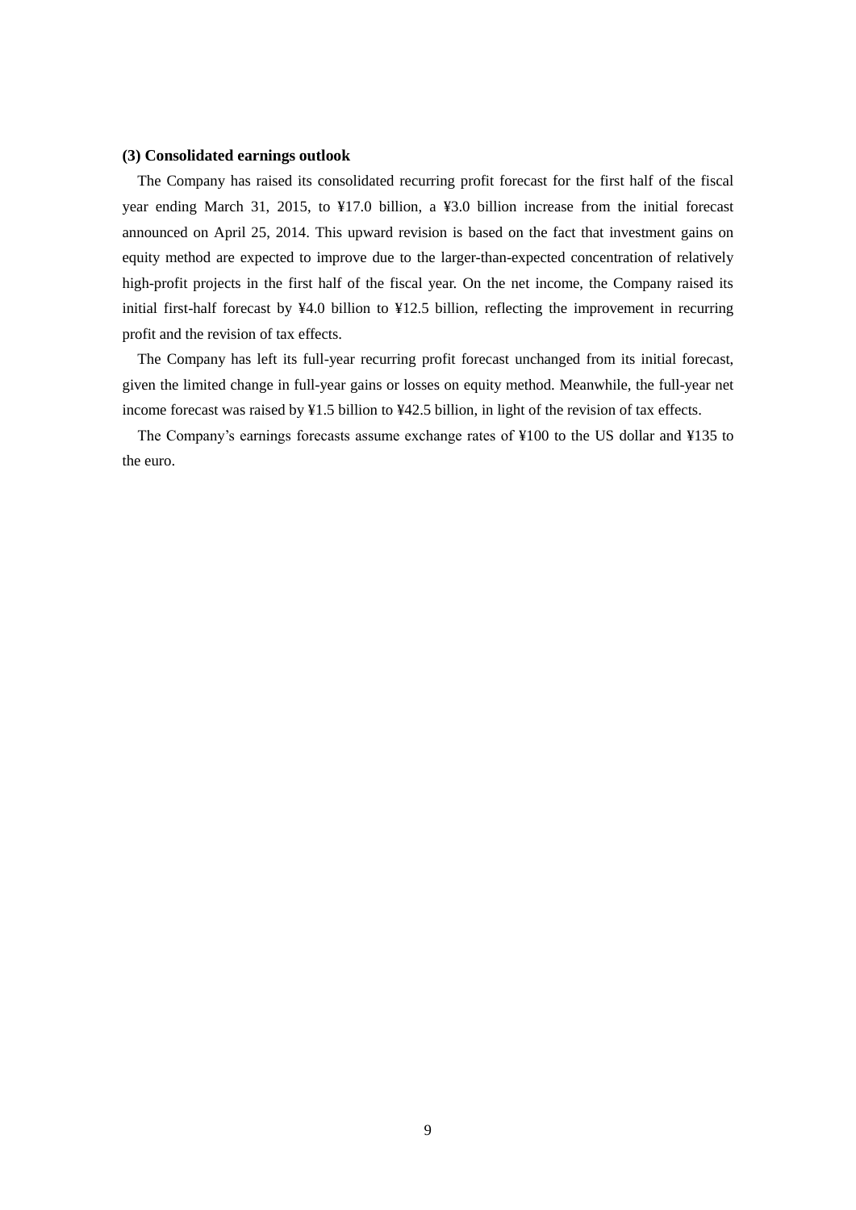**(3) Consolidated earnings outlook**

The Company has raised its consolidated recurring profit forecast for the first half of the fiscal year ending March 31, 2015, to ¥17.0 billion, a ¥3.0 billion increase from the initial forecast announced on April 25, 2014. This upward revision is based on the fact that investment gains on equity method are expected to improve due to the larger-than-expected concentration of relatively high-profit projects in the first half of the fiscal year. On the net income, the Company raised its initial first-half forecast by ¥4.0 billion to ¥12.5 billion, reflecting the improvement in recurring profit and the revision of tax effects.

The Company has left its full-year recurring profit forecast unchanged from its initial forecast, given the limited change in full-year gains or losses on equity method. Meanwhile, the full-year net income forecast was raised by ¥1.5 billion to ¥42.5 billion, in light of the revision of tax effects.

The Company's earnings forecasts assume exchange rates of ¥100 to the US dollar and ¥135 to the euro.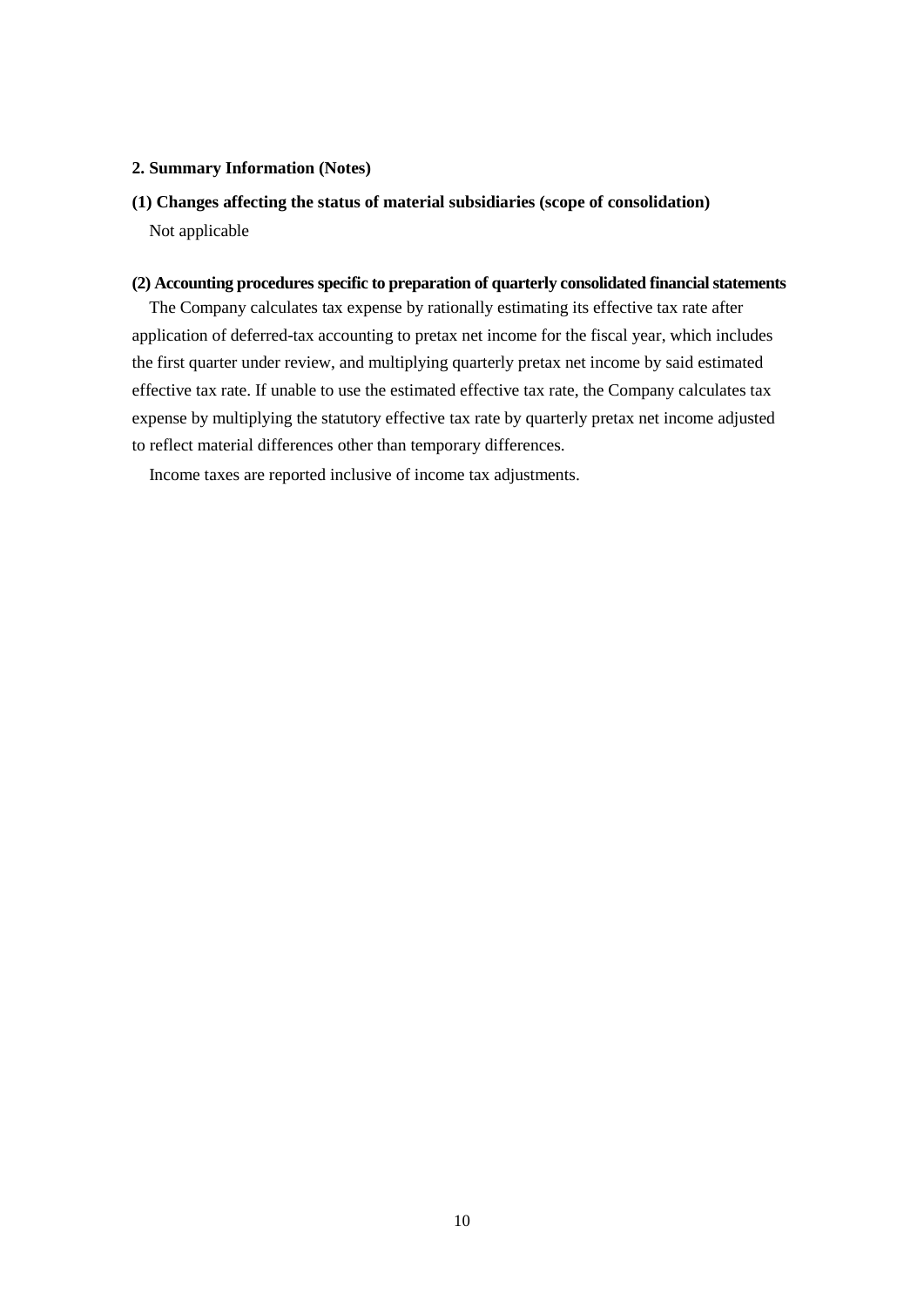## 2. Summary Information (Notes)

### (1) Changes affecting the status of material subsidiaries (scope of consolidation)

Not applicable

### (2) Accounting procedures specific to preparation of quarterly consolidated financial statements

The Company calculates tax expense by rationally estimating its effective tax rate after application of deferred-tax accounting to pretax net income for the fiscal year, which includes the first quarter under review, and multiplying quarterly pretax net income by said estimated effective tax rate. If unable to use the estimated effective tax rate, the Company calculates tax expense by multiplying the statutory effective tax rate by quarterly pretax net income adjusted to reflect material differences other than temporary differences.

Income taxes are reported inclusive of income tax adjustments.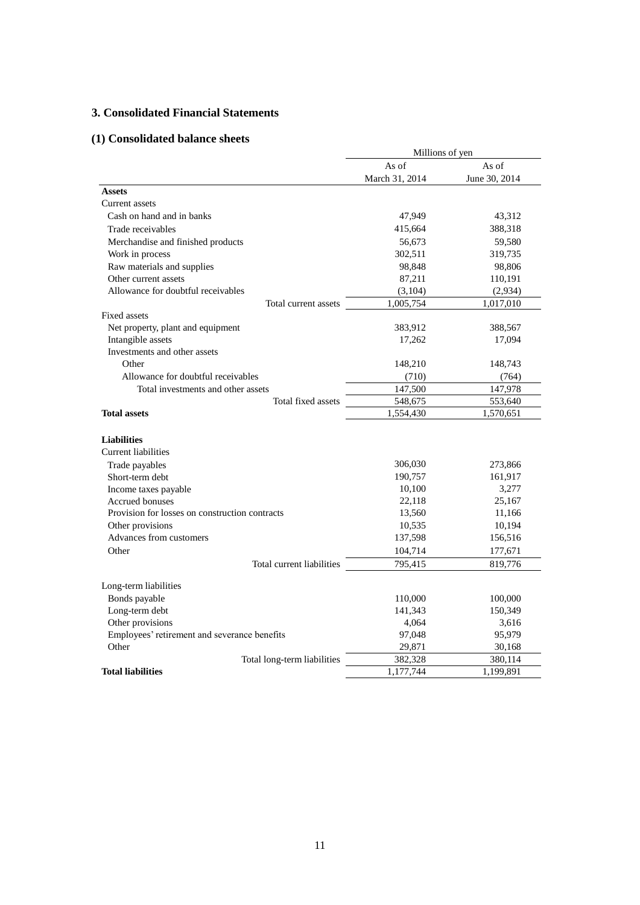## 3. Consolidated Financial Statements

### (1) Consolidated balance sheets

| | Millions of yen | |
|---|---|---|
| | As of March 31, 2014 | As of June 30, 2014 |
| **Assets** | | |
| Current assets | | |
| Cash on hand and in banks | 47,949 | 43,312 |
| Trade receivables | 415,664 | 388,318 |
| Merchandise and finished products | 56,673 | 59,580 |
| Work in process | 302,511 | 319,735 |
| Raw materials and supplies | 98,848 | 98,806 |
| Other current assets | 87,211 | 110,191 |
| Allowance for doubtful receivables | (3,104) | (2,934) |
| Total current assets | 1,005,754 | 1,017,010 |
| Fixed assets | | |
| Net property, plant and equipment | 383,912 | 388,567 |
| Intangible assets | 17,262 | 17,094 |
| Investments and other assets | | |
| Other | 148,210 | 148,743 |
| Allowance for doubtful receivables | (710) | (764) |
| Total investments and other assets | 147,500 | 147,978 |
| Total fixed assets | 548,675 | 553,640 |
| **Total assets** | 1,554,430 | 1,570,651 |
| | | |
| **Liabilities** | | |
| Current liabilities | | |
| Trade payables | 306,030 | 273,866 |
| Short-term debt | 190,757 | 161,917 |
| Income taxes payable | 10,100 | 3,277 |
| Accrued bonuses | 22,118 | 25,167 |
| Provision for losses on construction contracts | 13,560 | 11,166 |
| Other provisions | 10,535 | 10,194 |
| Advances from customers | 137,598 | 156,516 |
| Other | 104,714 | 177,671 |
| Total current liabilities | 795,415 | 819,776 |
| | | |
| Long-term liabilities | | |
| Bonds payable | 110,000 | 100,000 |
| Long-term debt | 141,343 | 150,349 |
| Other provisions | 4,064 | 3,616 |
| Employees' retirement and severance benefits | 97,048 | 95,979 |
| Other | 29,871 | 30,168 |
| Total long-term liabilities | 382,328 | 380,114 |
| **Total liabilities** | 1,177,744 | 1,199,891 |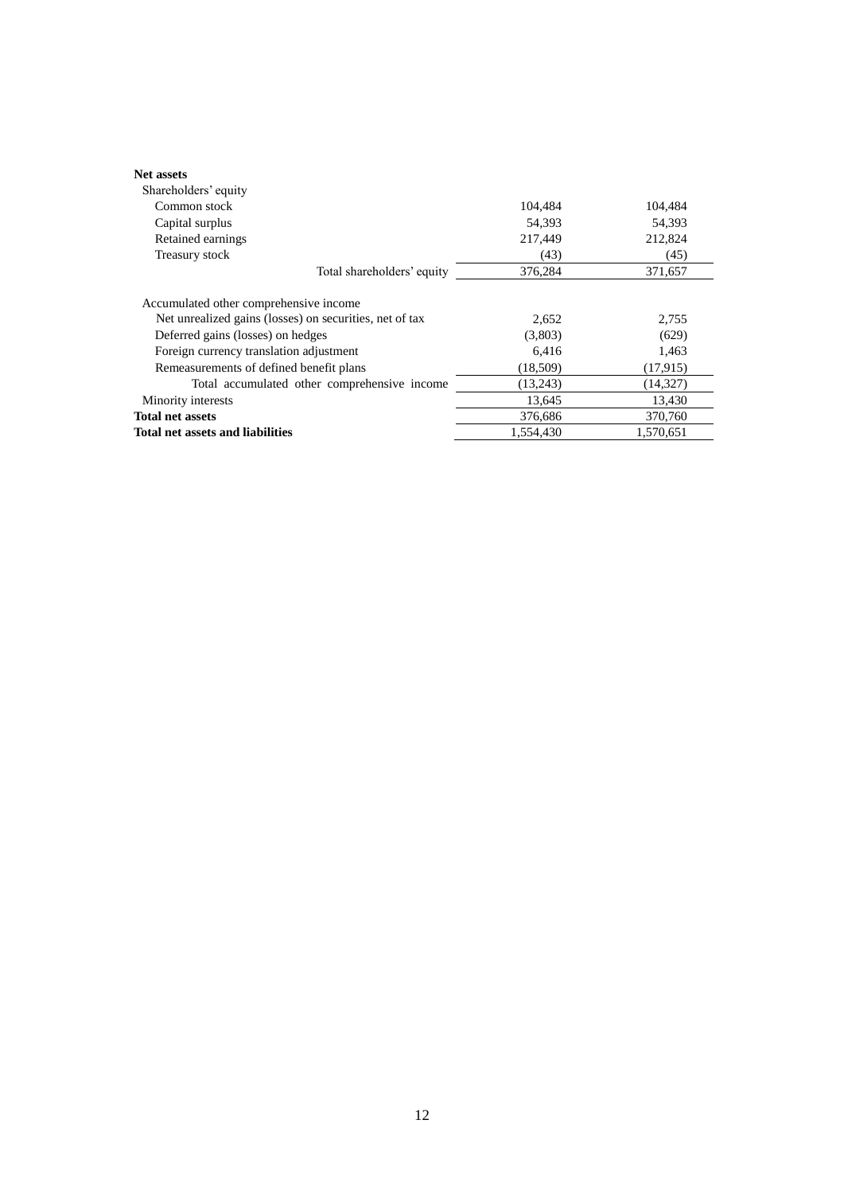| | | |
|---|---|---|
| **Net assets** | | |
| Shareholders' equity | | |
| Common stock | 104,484 | 104,484 |
| Capital surplus | 54,393 | 54,393 |
| Retained earnings | 217,449 | 212,824 |
| Treasury stock | (43) | (45) |
| Total shareholders' equity | 376,284 | 371,657 |
| Accumulated other comprehensive income | | |
| Net unrealized gains (losses) on securities, net of tax | 2,652 | 2,755 |
| Deferred gains (losses) on hedges | (3,803) | (629) |
| Foreign currency translation adjustment | 6,416 | 1,463 |
| Remeasurements of defined benefit plans | (18,509) | (17,915) |
| Total accumulated other comprehensive income | (13,243) | (14,327) |
| Minority interests | 13,645 | 13,430 |
| **Total net assets** | 376,686 | 370,760 |
| **Total net assets and liabilities** | 1,554,430 | 1,570,651 |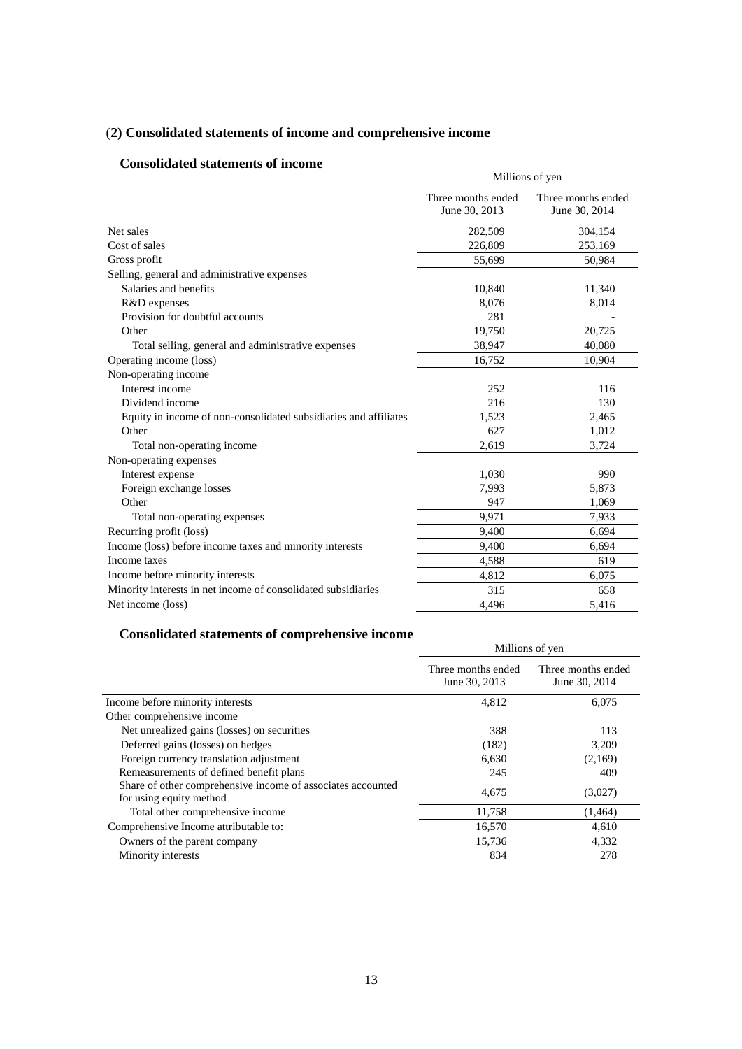## (2) Consolidated statements of income and comprehensive income

### Consolidated statements of income

| | Millions of yen | |
|---|---|---|
| | Three months ended June 30, 2013 | Three months ended June 30, 2014 |
| Net sales | 282,509 | 304,154 |
| Cost of sales | 226,809 | 253,169 |
| Gross profit | 55,699 | 50,984 |
| Selling, general and administrative expenses | | |
| Salaries and benefits | 10,840 | 11,340 |
| R&D expenses | 8,076 | 8,014 |
| Provision for doubtful accounts | 281 | - |
| Other | 19,750 | 20,725 |
| Total selling, general and administrative expenses | 38,947 | 40,080 |
| Operating income (loss) | 16,752 | 10,904 |
| Non-operating income | | |
| Interest income | 252 | 116 |
| Dividend income | 216 | 130 |
| Equity in income of non-consolidated subsidiaries and affiliates | 1,523 | 2,465 |
| Other | 627 | 1,012 |
| Total non-operating income | 2,619 | 3,724 |
| Non-operating expenses | | |
| Interest expense | 1,030 | 990 |
| Foreign exchange losses | 7,993 | 5,873 |
| Other | 947 | 1,069 |
| Total non-operating expenses | 9,971 | 7,933 |
| Recurring profit (loss) | 9,400 | 6,694 |
| Income (loss) before income taxes and minority interests | 9,400 | 6,694 |
| Income taxes | 4,588 | 619 |
| Income before minority interests | 4,812 | 6,075 |
| Minority interests in net income of consolidated subsidiaries | 315 | 658 |
| Net income (loss) | 4,496 | 5,416 |

### Consolidated statements of comprehensive income

| | Millions of yen | |
|---|---|---|
| | Three months ended June 30, 2013 | Three months ended June 30, 2014 |
| Income before minority interests | 4,812 | 6,075 |
| Other comprehensive income | | |
| Net unrealized gains (losses) on securities | 388 | 113 |
| Deferred gains (losses) on hedges | (182) | 3,209 |
| Foreign currency translation adjustment | 6,630 | (2,169) |
| Remeasurements of defined benefit plans | 245 | 409 |
| Share of other comprehensive income of associates accounted for using equity method | 4,675 | (3,027) |
| Total other comprehensive income | 11,758 | (1,464) |
| Comprehensive Income attributable to: | 16,570 | 4,610 |
| Owners of the parent company | 15,736 | 4,332 |
| Minority interests | 834 | 278 |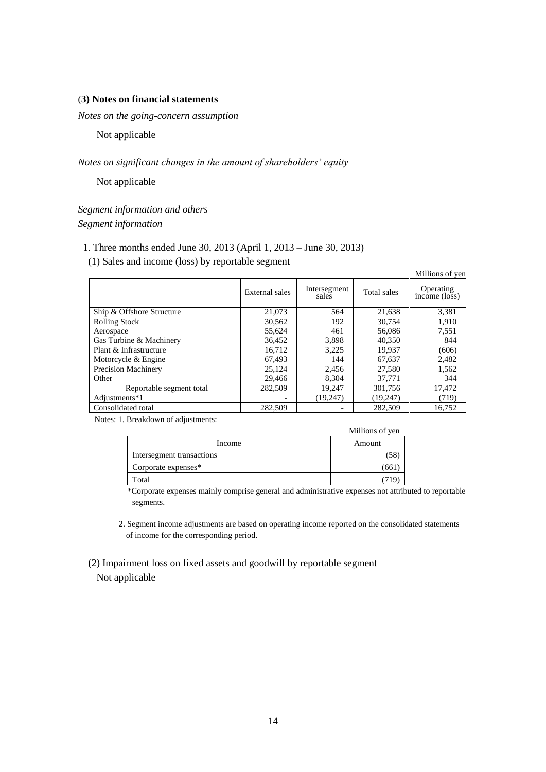### (3) Notes on financial statements

*Notes on the going-concern assumption*

Not applicable

*Notes on significant changes in the amount of shareholders' equity*

Not applicable

*Segment information and others*

*Segment information*

1. Three months ended June 30, 2013 (April 1, 2013 – June 30, 2013)

(1) Sales and income (loss) by reportable segment

Millions of yen

| | External sales | Intersegment sales | Total sales | Operating income (loss) |
|---|---|---|---|---|
| Ship & Offshore Structure | 21,073 | 564 | 21,638 | 3,381 |
| Rolling Stock | 30,562 | 192 | 30,754 | 1,910 |
| Aerospace | 55,624 | 461 | 56,086 | 7,551 |
| Gas Turbine & Machinery | 36,452 | 3,898 | 40,350 | 844 |
| Plant & Infrastructure | 16,712 | 3,225 | 19,937 | (606) |
| Motorcycle & Engine | 67,493 | 144 | 67,637 | 2,482 |
| Precision Machinery | 25,124 | 2,456 | 27,580 | 1,562 |
| Other | 29,466 | 8,304 | 37,771 | 344 |
| Reportable segment total | 282,509 | 19,247 | 301,756 | 17,472 |
| Adjustments*1 | - | (19,247) | (19,247) | (719) |
| Consolidated total | 282,509 | - | 282,509 | 16,752 |

Notes: 1. Breakdown of adjustments:

Millions of yen

| Income | Amount |
|---|---|
| Intersegment transactions | (58) |
| Corporate expenses* | (661) |
| Total | (719) |

*Corporate expenses mainly comprise general and administrative expenses not attributed to reportable segments.

2. Segment income adjustments are based on operating income reported on the consolidated statements of income for the corresponding period.

(2) Impairment loss on fixed assets and goodwill by reportable segment

Not applicable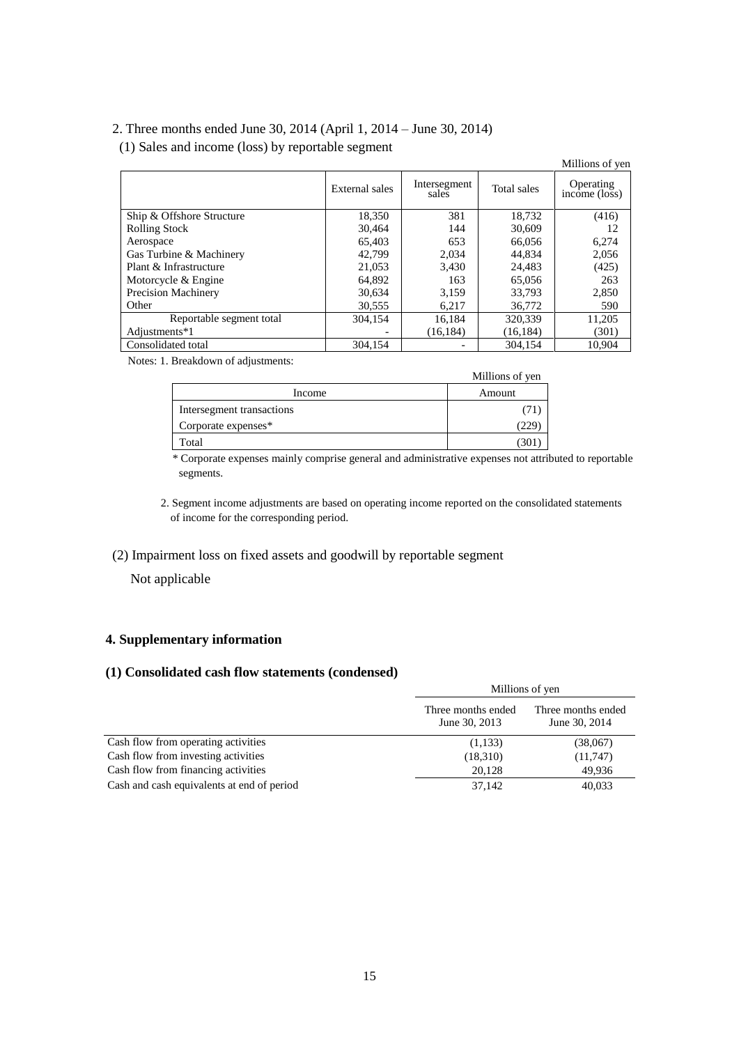2. Three months ended June 30, 2014 (April 1, 2014 – June 30, 2014)

(1) Sales and income (loss) by reportable segment

Millions of yen

| | External sales | Intersegment sales | Total sales | Operating income (loss) |
|---|---|---|---|---|
| Ship & Offshore Structure | 18,350 | 381 | 18,732 | (416) |
| Rolling Stock | 30,464 | 144 | 30,609 | 12 |
| Aerospace | 65,403 | 653 | 66,056 | 6,274 |
| Gas Turbine & Machinery | 42,799 | 2,034 | 44,834 | 2,056 |
| Plant & Infrastructure | 21,053 | 3,430 | 24,483 | (425) |
| Motorcycle & Engine | 64,892 | 163 | 65,056 | 263 |
| Precision Machinery | 30,634 | 3,159 | 33,793 | 2,850 |
| Other | 30,555 | 6,217 | 36,772 | 590 |
| Reportable segment total | 304,154 | 16,184 | 320,339 | 11,205 |
| Adjustments*1 | - | (16,184) | (16,184) | (301) |
| Consolidated total | 304,154 | - | 304,154 | 10,904 |

Notes: 1. Breakdown of adjustments:

Millions of yen

| Income | Amount |
|---|---|
| Intersegment transactions | (71) |
| Corporate expenses* | (229) |
| Total | (301) |

\* Corporate expenses mainly comprise general and administrative expenses not attributed to reportable segments.

2. Segment income adjustments are based on operating income reported on the consolidated statements of income for the corresponding period.

(2) Impairment loss on fixed assets and goodwill by reportable segment

Not applicable

## 4. Supplementary information

### (1) Consolidated cash flow statements (condensed)

Millions of yen

| | Three months ended June 30, 2013 | Three months ended June 30, 2014 |
|---|---|---|
| Cash flow from operating activities | (1,133) | (38,067) |
| Cash flow from investing activities | (18,310) | (11,747) |
| Cash flow from financing activities | 20,128 | 49,936 |
| Cash and cash equivalents at end of period | 37,142 | 40,033 |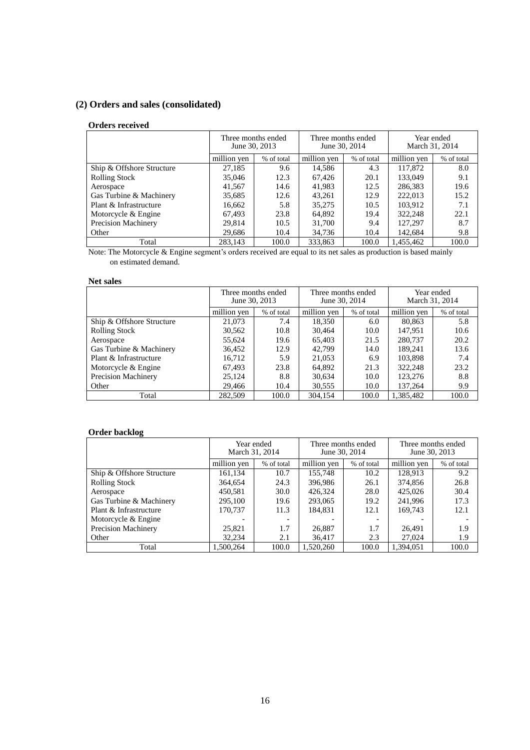## (2) Orders and sales (consolidated)

### Orders received

| | Three months ended June 30, 2013 | | Three months ended June 30, 2014 | | Year ended March 31, 2014 | |
|---|---|---|---|---|---|---|
| | million yen | % of total | million yen | % of total | million yen | % of total |
| Ship & Offshore Structure | 27,185 | 9.6 | 14,586 | 4.3 | 117,872 | 8.0 |
| Rolling Stock | 35,046 | 12.3 | 67,426 | 20.1 | 133,049 | 9.1 |
| Aerospace | 41,567 | 14.6 | 41,983 | 12.5 | 286,383 | 19.6 |
| Gas Turbine & Machinery | 35,685 | 12.6 | 43,261 | 12.9 | 222,013 | 15.2 |
| Plant & Infrastructure | 16,662 | 5.8 | 35,275 | 10.5 | 103,912 | 7.1 |
| Motorcycle & Engine | 67,493 | 23.8 | 64,892 | 19.4 | 322,248 | 22.1 |
| Precision Machinery | 29,814 | 10.5 | 31,700 | 9.4 | 127,297 | 8.7 |
| Other | 29,686 | 10.4 | 34,736 | 10.4 | 142,684 | 9.8 |
| Total | 283,143 | 100.0 | 333,863 | 100.0 | 1,455,462 | 100.0 |

Note: The Motorcycle & Engine segment's orders received are equal to its net sales as production is based mainly on estimated demand.

### Net sales

| | Three months ended June 30, 2013 | | Three months ended June 30, 2014 | | Year ended March 31, 2014 | |
|---|---|---|---|---|---|---|
| | million yen | % of total | million yen | % of total | million yen | % of total |
| Ship & Offshore Structure | 21,073 | 7.4 | 18,350 | 6.0 | 80,863 | 5.8 |
| Rolling Stock | 30,562 | 10.8 | 30,464 | 10.0 | 147,951 | 10.6 |
| Aerospace | 55,624 | 19.6 | 65,403 | 21.5 | 280,737 | 20.2 |
| Gas Turbine & Machinery | 36,452 | 12.9 | 42,799 | 14.0 | 189,241 | 13.6 |
| Plant & Infrastructure | 16,712 | 5.9 | 21,053 | 6.9 | 103,898 | 7.4 |
| Motorcycle & Engine | 67,493 | 23.8 | 64,892 | 21.3 | 322,248 | 23.2 |
| Precision Machinery | 25,124 | 8.8 | 30,634 | 10.0 | 123,276 | 8.8 |
| Other | 29,466 | 10.4 | 30,555 | 10.0 | 137,264 | 9.9 |
| Total | 282,509 | 100.0 | 304,154 | 100.0 | 1,385,482 | 100.0 |

### Order backlog

| | Year ended March 31, 2014 | | Three months ended June 30, 2014 | | Three months ended June 30, 2013 | |
|---|---|---|---|---|---|---|
| | million yen | % of total | million yen | % of total | million yen | % of total |
| Ship & Offshore Structure | 161,134 | 10.7 | 155,748 | 10.2 | 128,913 | 9.2 |
| Rolling Stock | 364,654 | 24.3 | 396,986 | 26.1 | 374,856 | 26.8 |
| Aerospace | 450,581 | 30.0 | 426,324 | 28.0 | 425,026 | 30.4 |
| Gas Turbine & Machinery | 295,100 | 19.6 | 293,065 | 19.2 | 241,996 | 17.3 |
| Plant & Infrastructure | 170,737 | 11.3 | 184,831 | 12.1 | 169,743 | 12.1 |
| Motorcycle & Engine | - | - | - | - | - | - |
| Precision Machinery | 25,821 | 1.7 | 26,887 | 1.7 | 26,491 | 1.9 |
| Other | 32,234 | 2.1 | 36,417 | 2.3 | 27,024 | 1.9 |
| Total | 1,500,264 | 100.0 | 1,520,260 | 100.0 | 1,394,051 | 100.0 |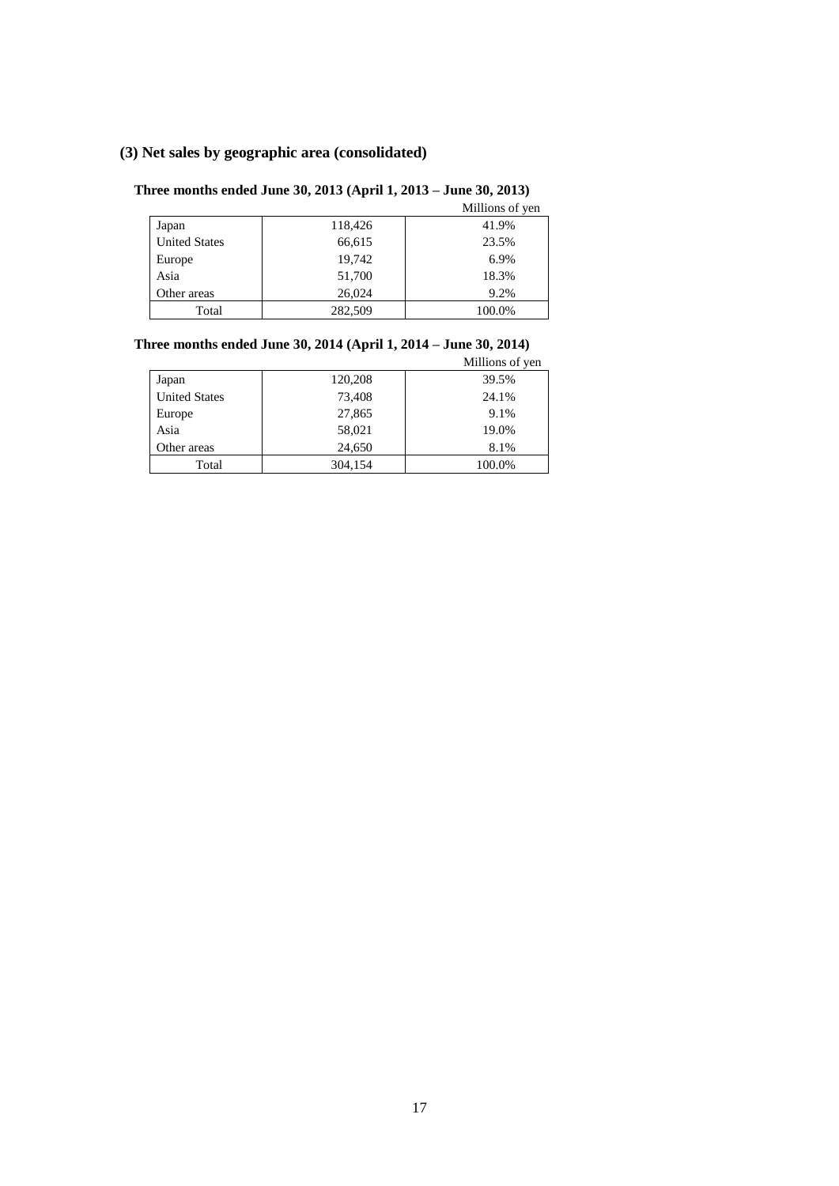### (3) Net sales by geographic area (consolidated)

**Three months ended June 30, 2013 (April 1, 2013 – June 30, 2013)**

Millions of yen

| | | |
|---|---|---|
| Japan | 118,426 | 41.9% |
| United States | 66,615 | 23.5% |
| Europe | 19,742 | 6.9% |
| Asia | 51,700 | 18.3% |
| Other areas | 26,024 | 9.2% |
| Total | 282,509 | 100.0% |

**Three months ended June 30, 2014 (April 1, 2014 – June 30, 2014)**

Millions of yen

| | | |
|---|---|---|
| Japan | 120,208 | 39.5% |
| United States | 73,408 | 24.1% |
| Europe | 27,865 | 9.1% |
| Asia | 58,021 | 19.0% |
| Other areas | 24,650 | 8.1% |
| Total | 304,154 | 100.0% |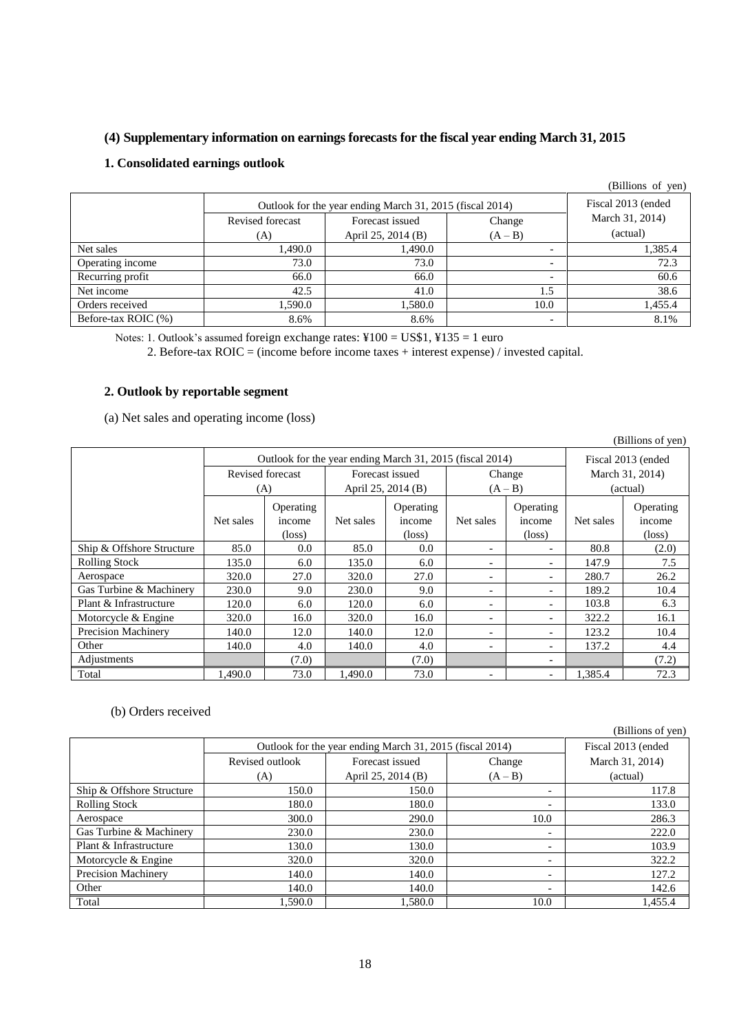### (4) Supplementary information on earnings forecasts for the fiscal year ending March 31, 2015

#### 1. Consolidated earnings outlook

(Billions of yen)

| | Outlook for the year ending March 31, 2015 (fiscal 2014) | | | Fiscal 2013 (ended March 31, 2014) (actual) |
|---|---|---|---|---|
| | Revised forecast (A) | Forecast issued April 25, 2014 (B) | Change (A – B) | |
| Net sales | 1,490.0 | 1,490.0 | - | 1,385.4 |
| Operating income | 73.0 | 73.0 | - | 72.3 |
| Recurring profit | 66.0 | 66.0 | - | 60.6 |
| Net income | 42.5 | 41.0 | 1.5 | 38.6 |
| Orders received | 1,590.0 | 1,580.0 | 10.0 | 1,455.4 |
| Before-tax ROIC (%) | 8.6% | 8.6% | - | 8.1% |

Notes: 1. Outlook's assumed foreign exchange rates: ¥100 = US$1, ¥135 = 1 euro

2. Before-tax ROIC = (income before income taxes + interest expense) / invested capital.

#### 2. Outlook by reportable segment

(a) Net sales and operating income (loss)

(Billions of yen)

| | Outlook for the year ending March 31, 2015 (fiscal 2014) | | | | | | Fiscal 2013 (ended March 31, 2014) (actual) | |
|---|---|---|---|---|---|---|---|---|
| | Revised forecast (A) | | Forecast issued April 25, 2014 (B) | | Change (A – B) | | | |
| | Net sales | Operating income (loss) | Net sales | Operating income (loss) | Net sales | Operating income (loss) | Net sales | Operating income (loss) |
| Ship & Offshore Structure | 85.0 | 0.0 | 85.0 | 0.0 | - | - | 80.8 | (2.0) |
| Rolling Stock | 135.0 | 6.0 | 135.0 | 6.0 | - | - | 147.9 | 7.5 |
| Aerospace | 320.0 | 27.0 | 320.0 | 27.0 | - | - | 280.7 | 26.2 |
| Gas Turbine & Machinery | 230.0 | 9.0 | 230.0 | 9.0 | - | - | 189.2 | 10.4 |
| Plant & Infrastructure | 120.0 | 6.0 | 120.0 | 6.0 | - | - | 103.8 | 6.3 |
| Motorcycle & Engine | 320.0 | 16.0 | 320.0 | 16.0 | - | - | 322.2 | 16.1 |
| Precision Machinery | 140.0 | 12.0 | 140.0 | 12.0 | - | - | 123.2 | 10.4 |
| Other | 140.0 | 4.0 | 140.0 | 4.0 | - | - | 137.2 | 4.4 |
| Adjustments | | (7.0) | | (7.0) | | - | | (7.2) |
| Total | 1,490.0 | 73.0 | 1,490.0 | 73.0 | - | - | 1,385.4 | 72.3 |

(b) Orders received

(Billions of yen)

| | Outlook for the year ending March 31, 2015 (fiscal 2014) | | | Fiscal 2013 (ended March 31, 2014) (actual) |
|---|---|---|---|---|
| | Revised outlook (A) | Forecast issued April 25, 2014 (B) | Change (A – B) | |
| Ship & Offshore Structure | 150.0 | 150.0 | - | 117.8 |
| Rolling Stock | 180.0 | 180.0 | - | 133.0 |
| Aerospace | 300.0 | 290.0 | 10.0 | 286.3 |
| Gas Turbine & Machinery | 230.0 | 230.0 | - | 222.0 |
| Plant & Infrastructure | 130.0 | 130.0 | - | 103.9 |
| Motorcycle & Engine | 320.0 | 320.0 | - | 322.2 |
| Precision Machinery | 140.0 | 140.0 | - | 127.2 |
| Other | 140.0 | 140.0 | - | 142.6 |
| Total | 1,590.0 | 1,580.0 | 10.0 | 1,455.4 |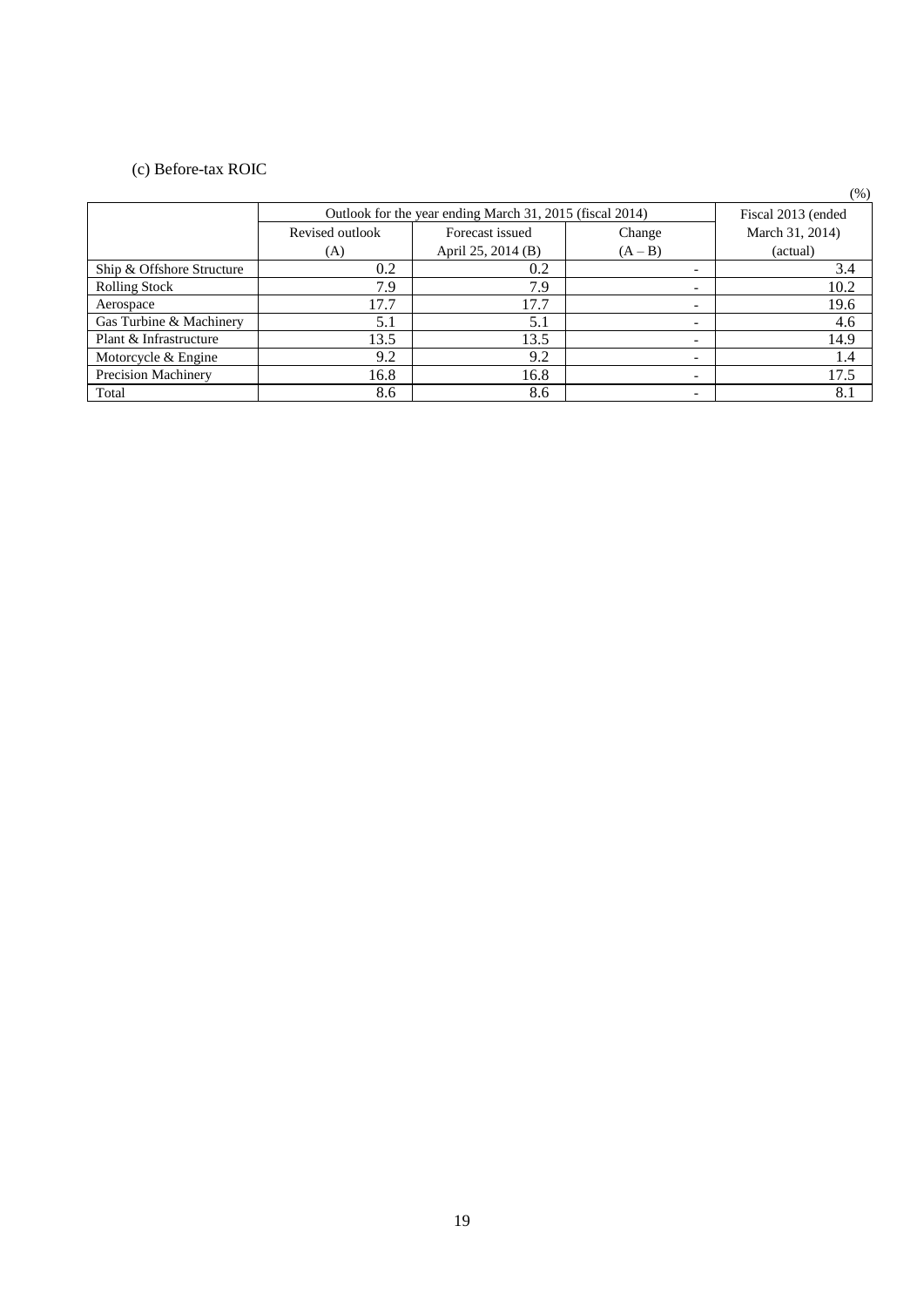(c) Before-tax ROIC

(%)

| | Outlook for the year ending March 31, 2015 (fiscal 2014) | | | Fiscal 2013 (ended March 31, 2014) (actual) |
|---|---|---|---|---|
| | Revised outlook (A) | Forecast issued April 25, 2014 (B) | Change (A – B) | |
| Ship & Offshore Structure | 0.2 | 0.2 | - | 3.4 |
| Rolling Stock | 7.9 | 7.9 | - | 10.2 |
| Aerospace | 17.7 | 17.7 | - | 19.6 |
| Gas Turbine & Machinery | 5.1 | 5.1 | - | 4.6 |
| Plant & Infrastructure | 13.5 | 13.5 | - | 14.9 |
| Motorcycle & Engine | 9.2 | 9.2 | - | 1.4 |
| Precision Machinery | 16.8 | 16.8 | - | 17.5 |
| Total | 8.6 | 8.6 | - | 8.1 |